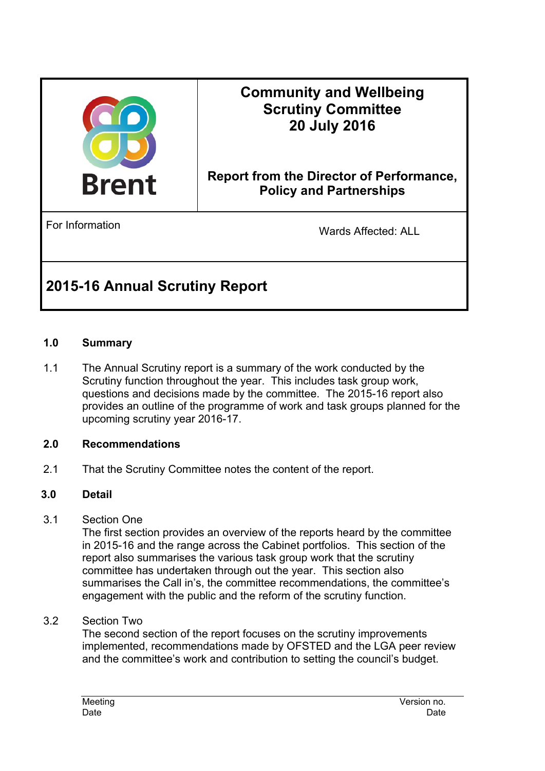**Brent**

# Community and Wellbeing Scrutiny Committee
## 20 July 2016

**Report from the Director of Performance, Policy and Partnerships**

For Information

Wards Affected: ALL

## 2015-16 Annual Scrutiny Report

### 1.0 Summary

1.1 The Annual Scrutiny report is a summary of the work conducted by the Scrutiny function throughout the year. This includes task group work, questions and decisions made by the committee. The 2015-16 report also provides an outline of the programme of work and task groups planned for the upcoming scrutiny year 2016-17.

### 2.0 Recommendations

2.1 That the Scrutiny Committee notes the content of the report.

### 3.0 Detail

3.1 Section One
The first section provides an overview of the reports heard by the committee in 2015-16 and the range across the Cabinet portfolios. This section of the report also summarises the various task group work that the scrutiny committee has undertaken through out the year. This section also summarises the Call in's, the committee recommendations, the committee's engagement with the public and the reform of the scrutiny function.

3.2 Section Two
The second section of the report focuses on the scrutiny improvements implemented, recommendations made by OFSTED and the LGA peer review and the committee's work and contribution to setting the council's budget.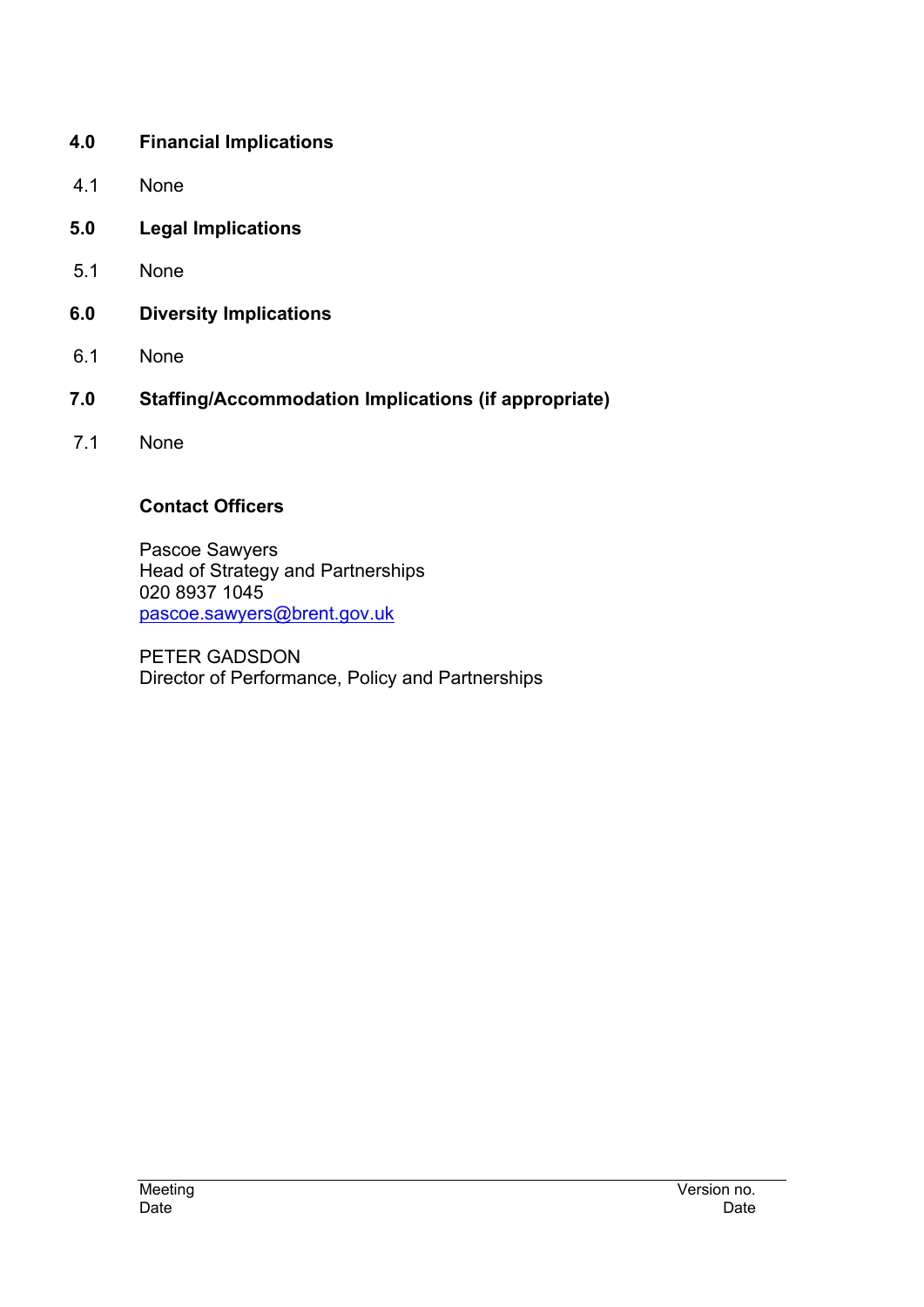## 4.0 Financial Implications

4.1 None

## 5.0 Legal Implications

5.1 None

## 6.0 Diversity Implications

6.1 None

## 7.0 Staffing/Accommodation Implications (if appropriate)

7.1 None

**Contact Officers**

Pascoe Sawyers
Head of Strategy and Partnerships
020 8937 1045
pascoe.sawyers@brent.gov.uk

PETER GADSDON
Director of Performance, Policy and Partnerships